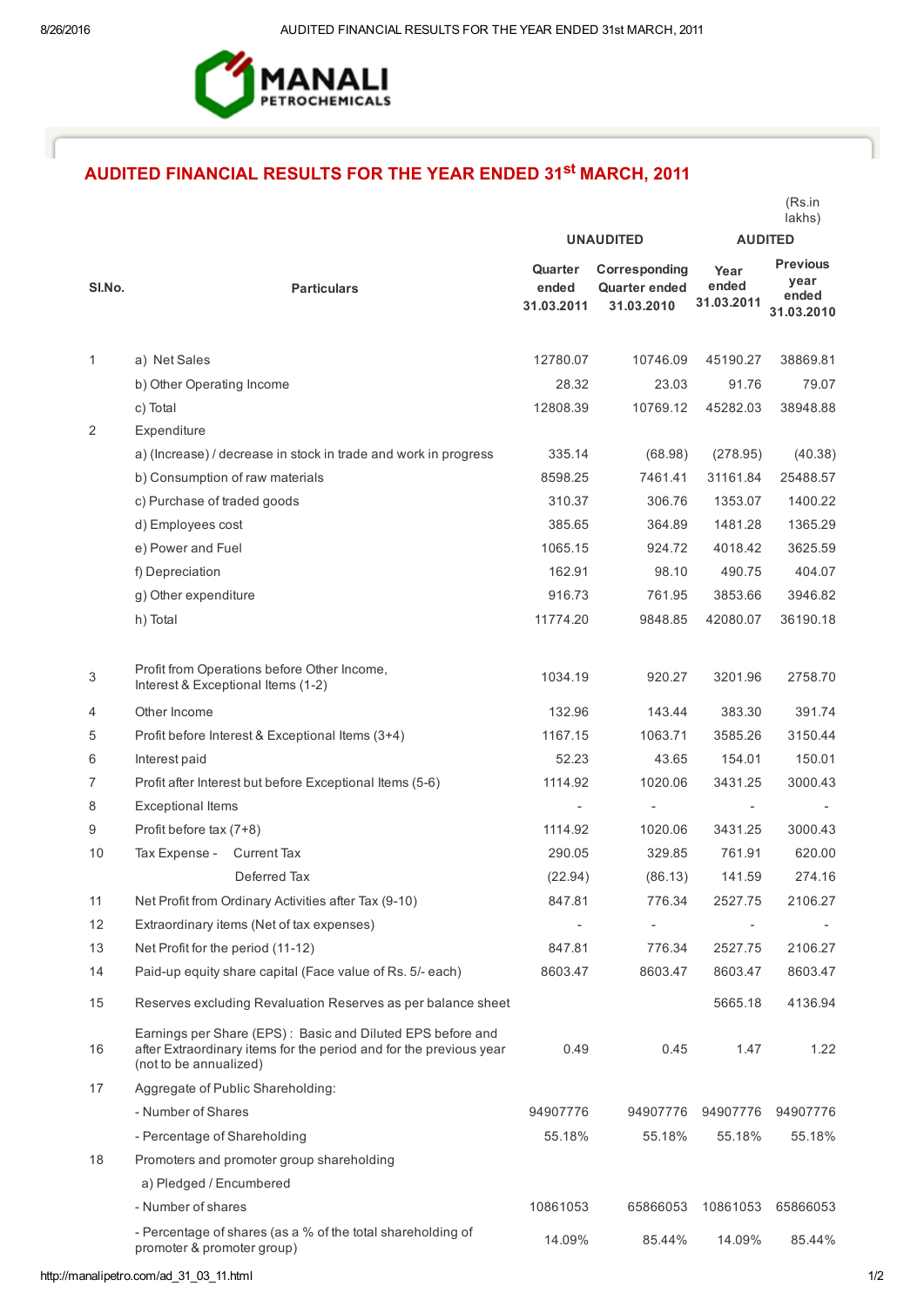MANALI PETROCHEMICALS

## AUDITED FINANCIAL RESULTS FOR THE YEAR ENDED 31st MARCH, 2011

(Rs.in lakhs)

| Sl.No. | Particulars | UNAUDITED | | AUDITED | |
|---|---|---|---|---|---|
| | | Quarter ended 31.03.2011 | Corresponding Quarter ended 31.03.2010 | Year ended 31.03.2011 | Previous year ended 31.03.2010 |
| 1 | a) Net Sales | 12780.07 | 10746.09 | 45190.27 | 38869.81 |
| | b) Other Operating Income | 28.32 | 23.03 | 91.76 | 79.07 |
| | c) Total | 12808.39 | 10769.12 | 45282.03 | 38948.88 |
| 2 | Expenditure | | | | |
| | a) (Increase) / decrease in stock in trade and work in progress | 335.14 | (68.98) | (278.95) | (40.38) |
| | b) Consumption of raw materials | 8598.25 | 7461.41 | 31161.84 | 25488.57 |
| | c) Purchase of traded goods | 310.37 | 306.76 | 1353.07 | 1400.22 |
| | d) Employees cost | 385.65 | 364.89 | 1481.28 | 1365.29 |
| | e) Power and Fuel | 1065.15 | 924.72 | 4018.42 | 3625.59 |
| | f) Depreciation | 162.91 | 98.10 | 490.75 | 404.07 |
| | g) Other expenditure | 916.73 | 761.95 | 3853.66 | 3946.82 |
| | h) Total | 11774.20 | 9848.85 | 42080.07 | 36190.18 |
| 3 | Profit from Operations before Other Income, Interest & Exceptional Items (1-2) | 1034.19 | 920.27 | 3201.96 | 2758.70 |
| 4 | Other Income | 132.96 | 143.44 | 383.30 | 391.74 |
| 5 | Profit before Interest & Exceptional Items (3+4) | 1167.15 | 1063.71 | 3585.26 | 3150.44 |
| 6 | Interest paid | 52.23 | 43.65 | 154.01 | 150.01 |
| 7 | Profit after Interest but before Exceptional Items (5-6) | 1114.92 | 1020.06 | 3431.25 | 3000.43 |
| 8 | Exceptional Items | - | - | - | - |
| 9 | Profit before tax (7+8) | 1114.92 | 1020.06 | 3431.25 | 3000.43 |
| 10 | Tax Expense - Current Tax | 290.05 | 329.85 | 761.91 | 620.00 |
| | Deferred Tax | (22.94) | (86.13) | 141.59 | 274.16 |
| 11 | Net Profit from Ordinary Activities after Tax (9-10) | 847.81 | 776.34 | 2527.75 | 2106.27 |
| 12 | Extraordinary items (Net of tax expenses) | - | - | - | - |
| 13 | Net Profit for the period (11-12) | 847.81 | 776.34 | 2527.75 | 2106.27 |
| 14 | Paid-up equity share capital (Face value of Rs. 5/- each) | 8603.47 | 8603.47 | 8603.47 | 8603.47 |
| 15 | Reserves excluding Revaluation Reserves as per balance sheet | | | 5665.18 | 4136.94 |
| 16 | Earnings per Share (EPS) : Basic and Diluted EPS before and after Extraordinary items for the period and for the previous year (not to be annualized) | 0.49 | 0.45 | 1.47 | 1.22 |
| 17 | Aggregate of Public Shareholding: | | | | |
| | - Number of Shares | 94907776 | 94907776 | 94907776 | 94907776 |
| | - Percentage of Shareholding | 55.18% | 55.18% | 55.18% | 55.18% |
| 18 | Promoters and promoter group shareholding | | | | |
| | a) Pledged / Encumbered | | | | |
| | - Number of shares | 10861053 | 65866053 | 10861053 | 65866053 |
| | - Percentage of shares (as a % of the total shareholding of promoter & promoter group) | 14.09% | 85.44% | 14.09% | 85.44% |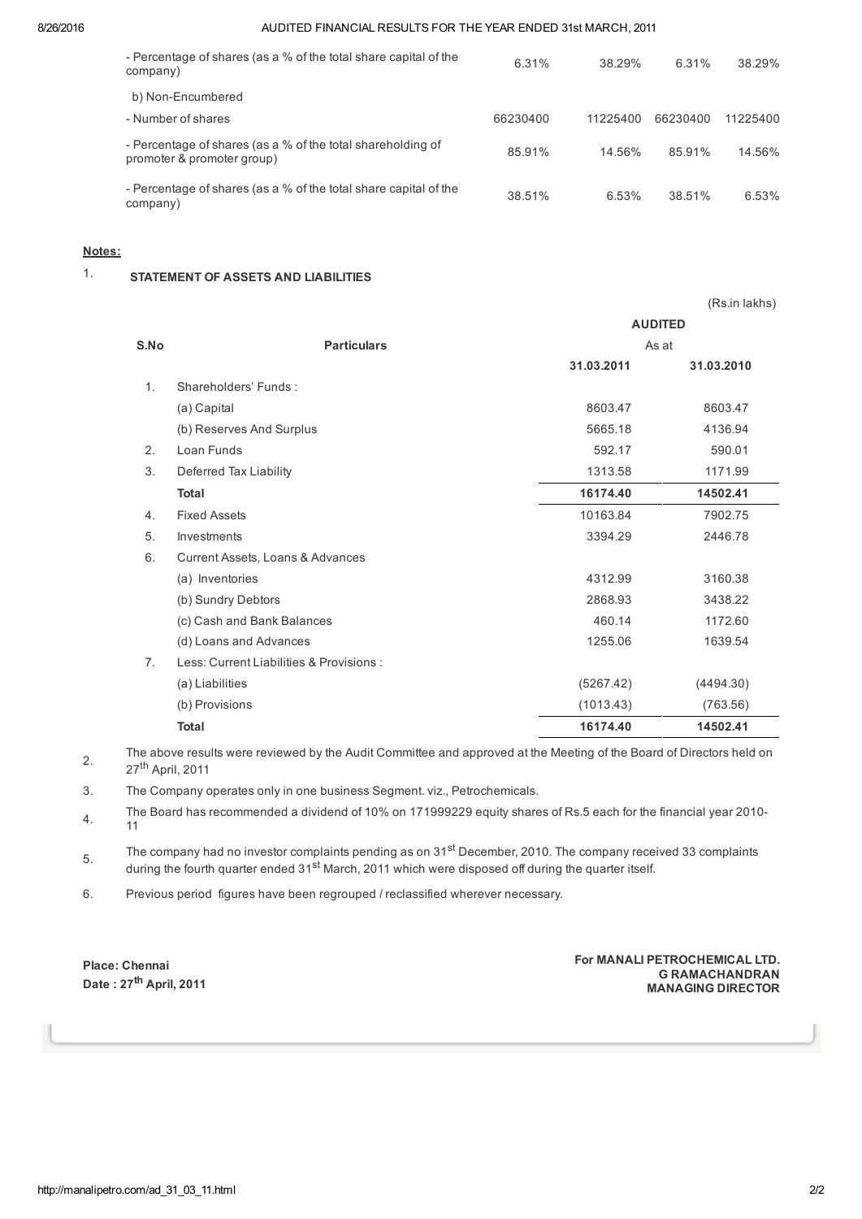| | | | | |
|---|---|---|---|---|
| - Percentage of shares (as a % of the total share capital of the company) | 6.31% | 38.29% | 6.31% | 38.29% |
| b) Non-Encumbered | | | | |
| - Number of shares | 66230400 | 11225400 | 66230400 | 11225400 |
| - Percentage of shares (as a % of the total shareholding of promoter & promoter group) | 85.91% | 14.56% | 85.91% | 14.56% |
| - Percentage of shares (as a % of the total share capital of the company) | 38.51% | 6.53% | 38.51% | 6.53% |

**Notes:**

1. **STATEMENT OF ASSETS AND LIABILITIES**

(Rs.in lakhs)

| S.No | Particulars | AUDITED As at 31.03.2011 | AUDITED As at 31.03.2010 |
|---|---|---|---|
| 1. | Shareholders' Funds : | | |
| | (a) Capital | 8603.47 | 8603.47 |
| | (b) Reserves And Surplus | 5665.18 | 4136.94 |
| 2. | Loan Funds | 592.17 | 590.01 |
| 3. | Deferred Tax Liability | 1313.58 | 1171.99 |
| | **Total** | **16174.40** | **14502.41** |
| 4. | Fixed Assets | 10163.84 | 7902.75 |
| 5. | Investments | 3394.29 | 2446.78 |
| 6. | Current Assets, Loans & Advances | | |
| | (a) Inventories | 4312.99 | 3160.38 |
| | (b) Sundry Debtors | 2868.93 | 3438.22 |
| | (c) Cash and Bank Balances | 460.14 | 1172.60 |
| | (d) Loans and Advances | 1255.06 | 1639.54 |
| 7. | Less: Current Liabilities & Provisions : | | |
| | (a) Liabilities | (5267.42) | (4494.30) |
| | (b) Provisions | (1013.43) | (763.56) |
| | **Total** | **16174.40** | **14502.41** |

2. The above results were reviewed by the Audit Committee and approved at the Meeting of the Board of Directors held on 27th April, 2011
3. The Company operates only in one business Segment. viz., Petrochemicals.
4. The Board has recommended a dividend of 10% on 171999229 equity shares of Rs.5 each for the financial year 2010-11
5. The company had no investor complaints pending as on 31st December, 2010. The company received 33 complaints during the fourth quarter ended 31st March, 2011 which were disposed off during the quarter itself.
6. Previous period figures have been regrouped / reclassified wherever necessary.

**Place: Chennai**
**Date : 27th April, 2011**

**For MANALI PETROCHEMICAL LTD.**
**G RAMACHANDRAN**
**MANAGING DIRECTOR**